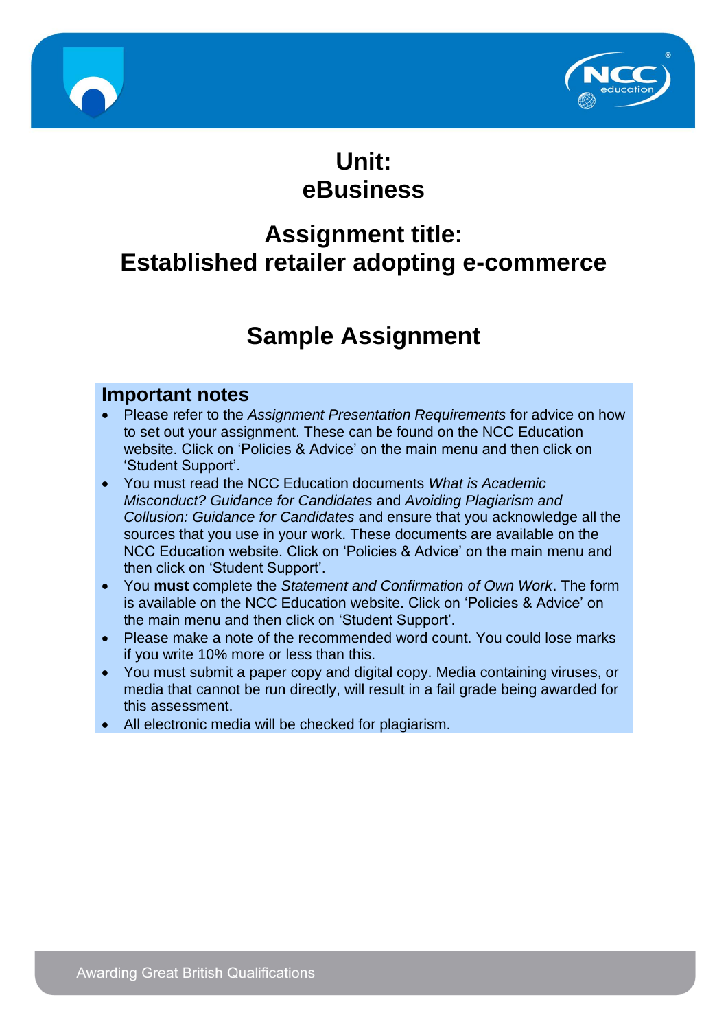# Unit: eBusiness

# Assignment title: Established retailer adopting e-commerce

# Sample Assignment

## Important notes

- Please refer to the *Assignment Presentation Requirements* for advice on how to set out your assignment. These can be found on the NCC Education website. Click on 'Policies & Advice' on the main menu and then click on 'Student Support'.
- You must read the NCC Education documents *What is Academic Misconduct? Guidance for Candidates* and *Avoiding Plagiarism and Collusion: Guidance for Candidates* and ensure that you acknowledge all the sources that you use in your work. These documents are available on the NCC Education website. Click on 'Policies & Advice' on the main menu and then click on 'Student Support'.
- You **must** complete the *Statement and Confirmation of Own Work*. The form is available on the NCC Education website. Click on 'Policies & Advice' on the main menu and then click on 'Student Support'.
- Please make a note of the recommended word count. You could lose marks if you write 10% more or less than this.
- You must submit a paper copy and digital copy. Media containing viruses, or media that cannot be run directly, will result in a fail grade being awarded for this assessment.
- All electronic media will be checked for plagiarism.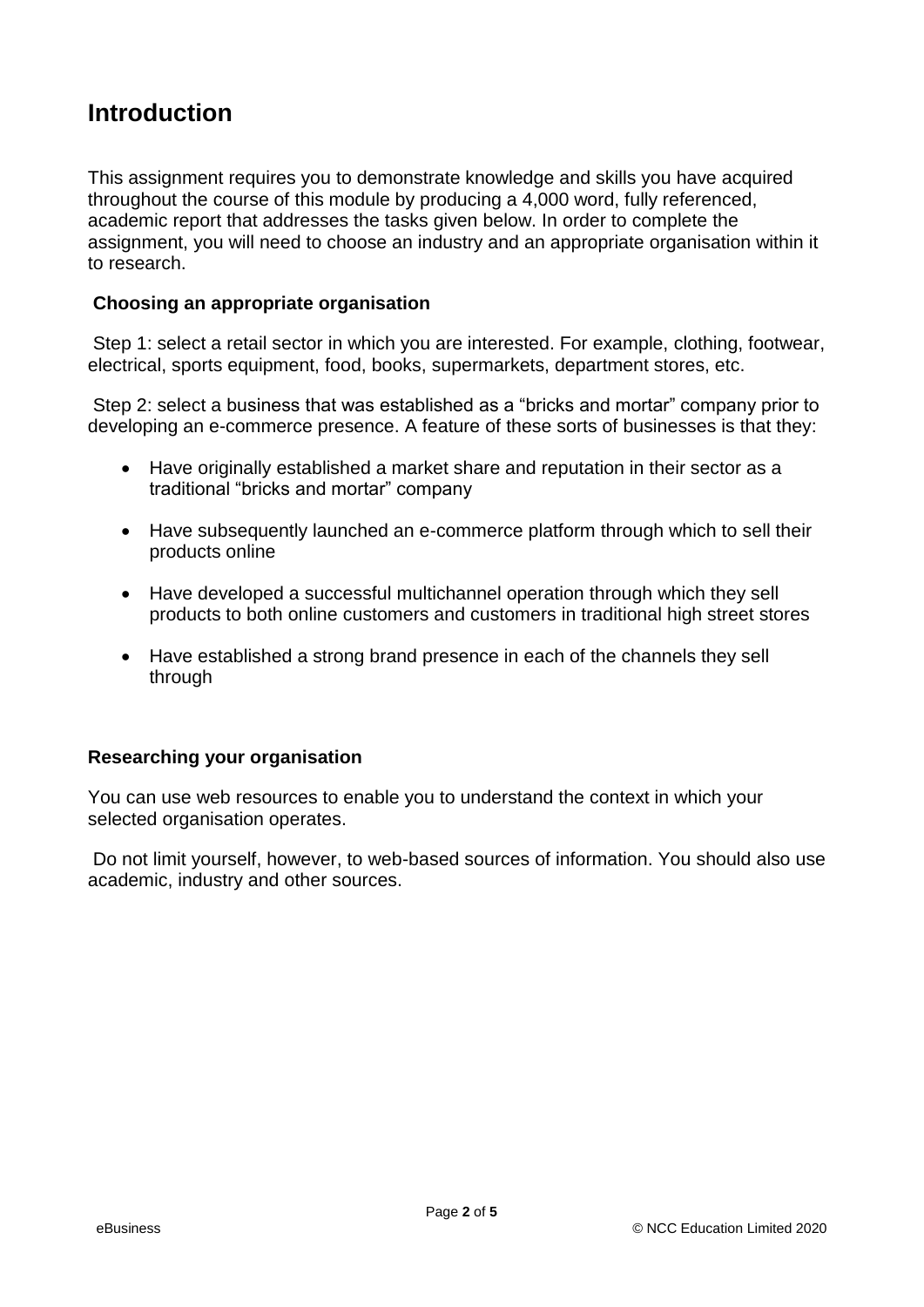# Introduction

This assignment requires you to demonstrate knowledge and skills you have acquired throughout the course of this module by producing a 4,000 word, fully referenced, academic report that addresses the tasks given below. In order to complete the assignment, you will need to choose an industry and an appropriate organisation within it to research.

### Choosing an appropriate organisation

Step 1: select a retail sector in which you are interested. For example, clothing, footwear, electrical, sports equipment, food, books, supermarkets, department stores, etc.

Step 2: select a business that was established as a "bricks and mortar" company prior to developing an e-commerce presence. A feature of these sorts of businesses is that they:

- Have originally established a market share and reputation in their sector as a traditional "bricks and mortar" company
- Have subsequently launched an e-commerce platform through which to sell their products online
- Have developed a successful multichannel operation through which they sell products to both online customers and customers in traditional high street stores
- Have established a strong brand presence in each of the channels they sell through

### Researching your organisation

You can use web resources to enable you to understand the context in which your selected organisation operates.

Do not limit yourself, however, to web-based sources of information. You should also use academic, industry and other sources.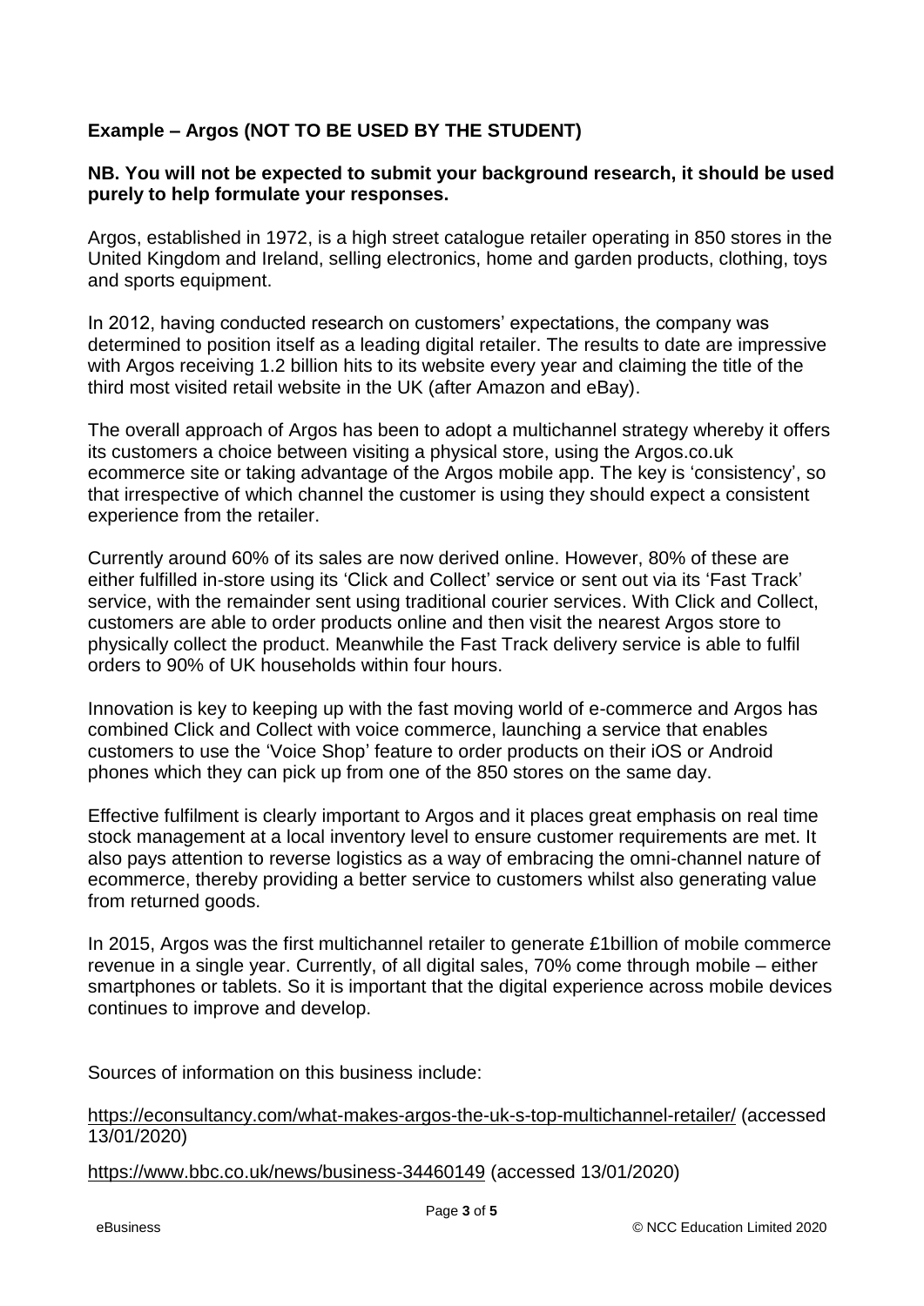**Example – Argos (NOT TO BE USED BY THE STUDENT)**

**NB. You will not be expected to submit your background research, it should be used purely to help formulate your responses.**

Argos, established in 1972, is a high street catalogue retailer operating in 850 stores in the United Kingdom and Ireland, selling electronics, home and garden products, clothing, toys and sports equipment.

In 2012, having conducted research on customers' expectations, the company was determined to position itself as a leading digital retailer. The results to date are impressive with Argos receiving 1.2 billion hits to its website every year and claiming the title of the third most visited retail website in the UK (after Amazon and eBay).

The overall approach of Argos has been to adopt a multichannel strategy whereby it offers its customers a choice between visiting a physical store, using the Argos.co.uk ecommerce site or taking advantage of the Argos mobile app. The key is 'consistency', so that irrespective of which channel the customer is using they should expect a consistent experience from the retailer.

Currently around 60% of its sales are now derived online. However, 80% of these are either fulfilled in-store using its 'Click and Collect' service or sent out via its 'Fast Track' service, with the remainder sent using traditional courier services. With Click and Collect, customers are able to order products online and then visit the nearest Argos store to physically collect the product. Meanwhile the Fast Track delivery service is able to fulfil orders to 90% of UK households within four hours.

Innovation is key to keeping up with the fast moving world of e-commerce and Argos has combined Click and Collect with voice commerce, launching a service that enables customers to use the 'Voice Shop' feature to order products on their iOS or Android phones which they can pick up from one of the 850 stores on the same day.

Effective fulfilment is clearly important to Argos and it places great emphasis on real time stock management at a local inventory level to ensure customer requirements are met. It also pays attention to reverse logistics as a way of embracing the omni-channel nature of ecommerce, thereby providing a better service to customers whilst also generating value from returned goods.

In 2015, Argos was the first multichannel retailer to generate £1billion of mobile commerce revenue in a single year. Currently, of all digital sales, 70% come through mobile – either smartphones or tablets. So it is important that the digital experience across mobile devices continues to improve and develop.

Sources of information on this business include:

https://econsultancy.com/what-makes-argos-the-uk-s-top-multichannel-retailer/ (accessed 13/01/2020)

https://www.bbc.co.uk/news/business-34460149 (accessed 13/01/2020)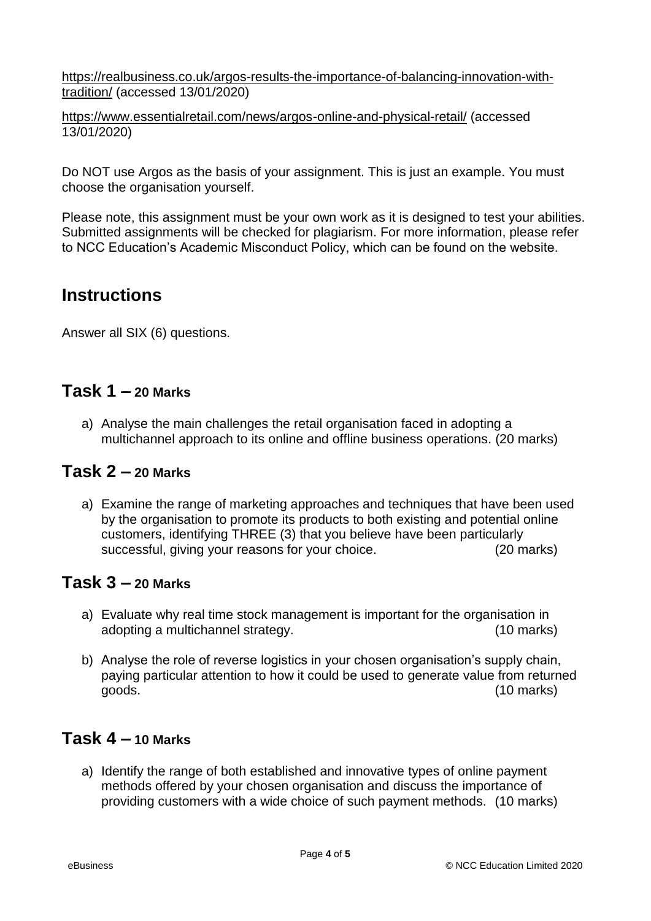https://realbusiness.co.uk/argos-results-the-importance-of-balancing-innovation-with-tradition/ (accessed 13/01/2020)

https://www.essentialretail.com/news/argos-online-and-physical-retail/ (accessed 13/01/2020)

Do NOT use Argos as the basis of your assignment. This is just an example. You must choose the organisation yourself.

Please note, this assignment must be your own work as it is designed to test your abilities. Submitted assignments will be checked for plagiarism. For more information, please refer to NCC Education's Academic Misconduct Policy, which can be found on the website.

## Instructions

Answer all SIX (6) questions.

## Task 1 – 20 Marks

a) Analyse the main challenges the retail organisation faced in adopting a multichannel approach to its online and offline business operations. (20 marks)

## Task 2 – 20 Marks

a) Examine the range of marketing approaches and techniques that have been used by the organisation to promote its products to both existing and potential online customers, identifying THREE (3) that you believe have been particularly successful, giving your reasons for your choice. (20 marks)

## Task 3 – 20 Marks

a) Evaluate why real time stock management is important for the organisation in adopting a multichannel strategy. (10 marks)

b) Analyse the role of reverse logistics in your chosen organisation's supply chain, paying particular attention to how it could be used to generate value from returned goods. (10 marks)

## Task 4 – 10 Marks

a) Identify the range of both established and innovative types of online payment methods offered by your chosen organisation and discuss the importance of providing customers with a wide choice of such payment methods. (10 marks)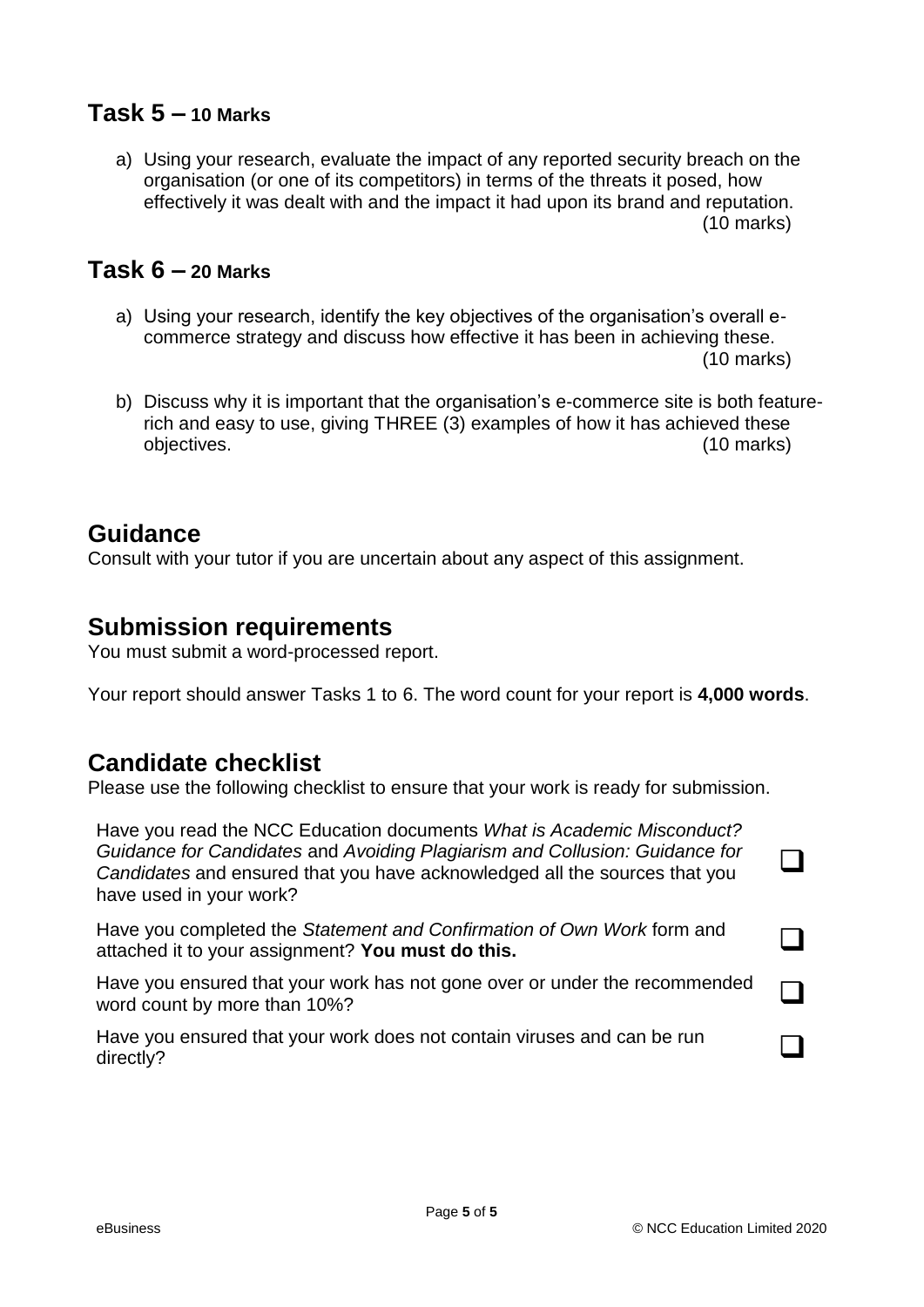## Task 5 – 10 Marks

a) Using your research, evaluate the impact of any reported security breach on the organisation (or one of its competitors) in terms of the threats it posed, how effectively it was dealt with and the impact it had upon its brand and reputation. (10 marks)

## Task 6 – 20 Marks

a) Using your research, identify the key objectives of the organisation's overall e-commerce strategy and discuss how effective it has been in achieving these. (10 marks)

b) Discuss why it is important that the organisation's e-commerce site is both feature-rich and easy to use, giving THREE (3) examples of how it has achieved these objectives. (10 marks)

## Guidance

Consult with your tutor if you are uncertain about any aspect of this assignment.

## Submission requirements

You must submit a word-processed report.

Your report should answer Tasks 1 to 6. The word count for your report is **4,000 words**.

## Candidate checklist

Please use the following checklist to ensure that your work is ready for submission.

| | |
|---|---|
| Have you read the NCC Education documents *What is Academic Misconduct? Guidance for Candidates* and *Avoiding Plagiarism and Collusion: Guidance for Candidates* and ensured that you have acknowledged all the sources that you have used in your work? | ❑ |
| Have you completed the *Statement and Confirmation of Own Work* form and attached it to your assignment? **You must do this.** | ❑ |
| Have you ensured that your work has not gone over or under the recommended word count by more than 10%? | ❑ |
| Have you ensured that your work does not contain viruses and can be run directly? | ❑ |